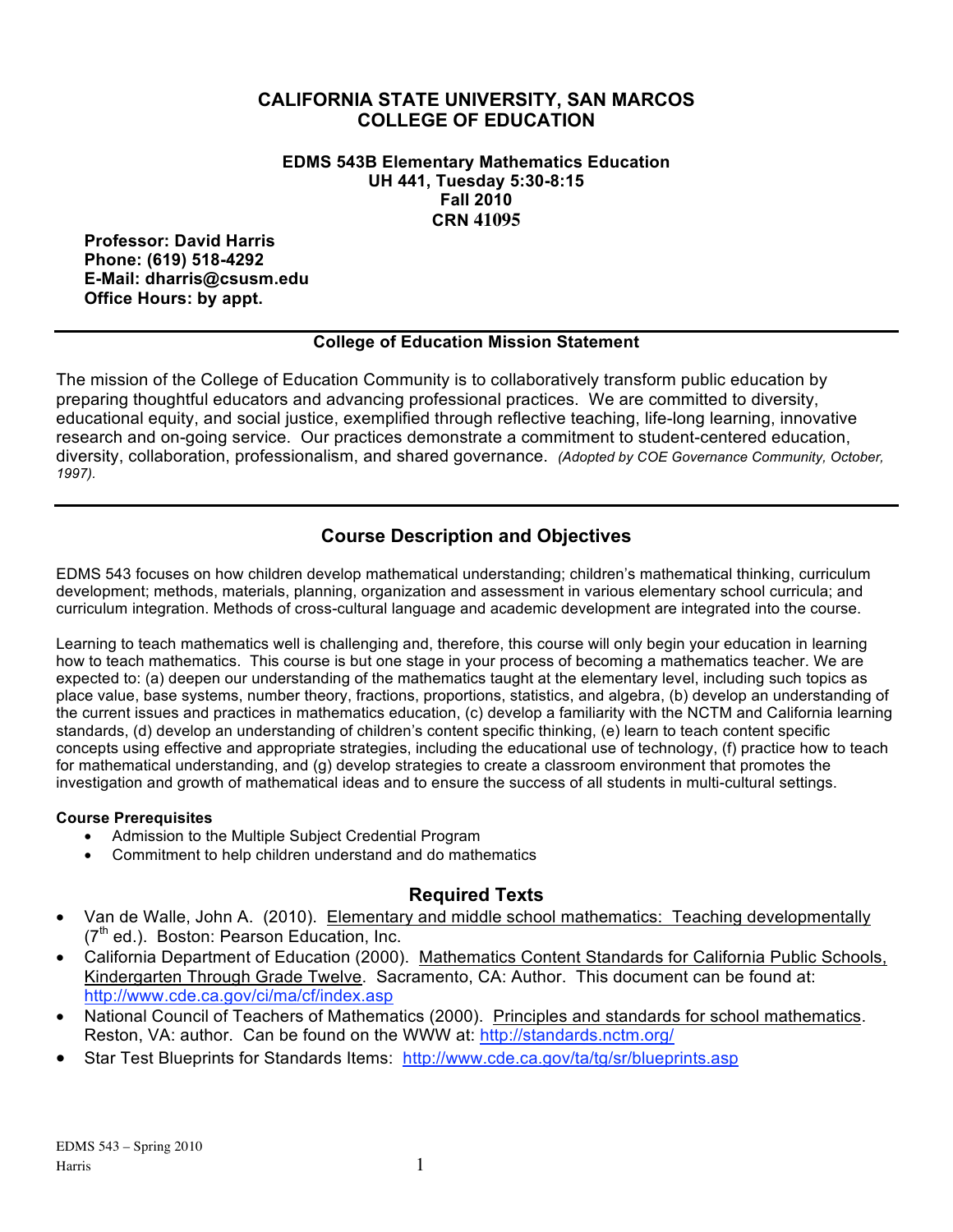# CALIFORNIA STATE UNIVERSITY, SAN MARCOS
# COLLEGE OF EDUCATION

**EDMS 543B Elementary Mathematics Education**
**UH 441, Tuesday 5:30-8:15**
**Fall 2010**
**CRN 41095**

**Professor: David Harris**
**Phone: (619) 518-4292**
**E-Mail: dharris@csusm.edu**
**Office Hours: by appt.**

---

**College of Education Mission Statement**

The mission of the College of Education Community is to collaboratively transform public education by preparing thoughtful educators and advancing professional practices. We are committed to diversity, educational equity, and social justice, exemplified through reflective teaching, life-long learning, innovative research and on-going service. Our practices demonstrate a commitment to student-centered education, diversity, collaboration, professionalism, and shared governance. *(Adopted by COE Governance Community, October, 1997).*

---

## Course Description and Objectives

EDMS 543 focuses on how children develop mathematical understanding; children's mathematical thinking, curriculum development; methods, materials, planning, organization and assessment in various elementary school curricula; and curriculum integration. Methods of cross-cultural language and academic development are integrated into the course.

Learning to teach mathematics well is challenging and, therefore, this course will only begin your education in learning how to teach mathematics. This course is but one stage in your process of becoming a mathematics teacher. We are expected to: (a) deepen our understanding of the mathematics taught at the elementary level, including such topics as place value, base systems, number theory, fractions, proportions, statistics, and algebra, (b) develop an understanding of the current issues and practices in mathematics education, (c) develop a familiarity with the NCTM and California learning standards, (d) develop an understanding of children's content specific thinking, (e) learn to teach content specific concepts using effective and appropriate strategies, including the educational use of technology, (f) practice how to teach for mathematical understanding, and (g) develop strategies to create a classroom environment that promotes the investigation and growth of mathematical ideas and to ensure the success of all students in multi-cultural settings.

**Course Prerequisites**

- Admission to the Multiple Subject Credential Program
- Commitment to help children understand and do mathematics

## Required Texts

- Van de Walle, John A. (2010). Elementary and middle school mathematics: Teaching developmentally (7th ed.). Boston: Pearson Education, Inc.
- California Department of Education (2000). Mathematics Content Standards for California Public Schools, Kindergarten Through Grade Twelve. Sacramento, CA: Author. This document can be found at: http://www.cde.ca.gov/ci/ma/cf/index.asp
- National Council of Teachers of Mathematics (2000). Principles and standards for school mathematics. Reston, VA: author. Can be found on the WWW at: http://standards.nctm.org/
- Star Test Blueprints for Standards Items: http://www.cde.ca.gov/ta/tg/sr/blueprints.asp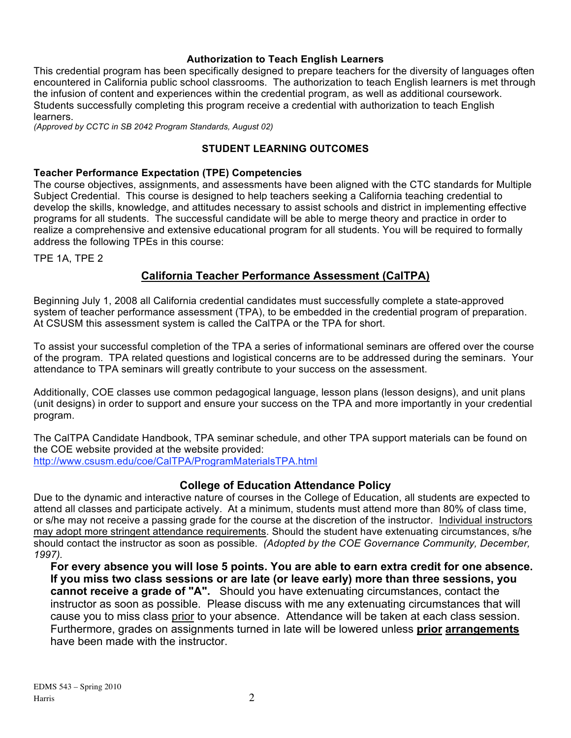### Authorization to Teach English Learners

This credential program has been specifically designed to prepare teachers for the diversity of languages often encountered in California public school classrooms. The authorization to teach English learners is met through the infusion of content and experiences within the credential program, as well as additional coursework. Students successfully completing this program receive a credential with authorization to teach English learners.

*(Approved by CCTC in SB 2042 Program Standards, August 02)*

## STUDENT LEARNING OUTCOMES

### Teacher Performance Expectation (TPE) Competencies

The course objectives, assignments, and assessments have been aligned with the CTC standards for Multiple Subject Credential. This course is designed to help teachers seeking a California teaching credential to develop the skills, knowledge, and attitudes necessary to assist schools and district in implementing effective programs for all students. The successful candidate will be able to merge theory and practice in order to realize a comprehensive and extensive educational program for all students. You will be required to formally address the following TPEs in this course:

TPE 1A, TPE 2

## California Teacher Performance Assessment (CalTPA)

Beginning July 1, 2008 all California credential candidates must successfully complete a state-approved system of teacher performance assessment (TPA), to be embedded in the credential program of preparation. At CSUSM this assessment system is called the CalTPA or the TPA for short.

To assist your successful completion of the TPA a series of informational seminars are offered over the course of the program. TPA related questions and logistical concerns are to be addressed during the seminars. Your attendance to TPA seminars will greatly contribute to your success on the assessment.

Additionally, COE classes use common pedagogical language, lesson plans (lesson designs), and unit plans (unit designs) in order to support and ensure your success on the TPA and more importantly in your credential program.

The CalTPA Candidate Handbook, TPA seminar schedule, and other TPA support materials can be found on the COE website provided at the website provided:
http://www.csusm.edu/coe/CalTPA/ProgramMaterialsTPA.html

## College of Education Attendance Policy

Due to the dynamic and interactive nature of courses in the College of Education, all students are expected to attend all classes and participate actively. At a minimum, students must attend more than 80% of class time, or s/he may not receive a passing grade for the course at the discretion of the instructor. Individual instructors may adopt more stringent attendance requirements. Should the student have extenuating circumstances, s/he should contact the instructor as soon as possible. *(Adopted by the COE Governance Community, December, 1997).*

**For every absence you will lose 5 points. You are able to earn extra credit for one absence. If you miss two class sessions or are late (or leave early) more than three sessions, you cannot receive a grade of "A".** Should you have extenuating circumstances, contact the instructor as soon as possible. Please discuss with me any extenuating circumstances that will cause you to miss class prior to your absence. Attendance will be taken at each class session. Furthermore, grades on assignments turned in late will be lowered unless **prior arrangements** have been made with the instructor.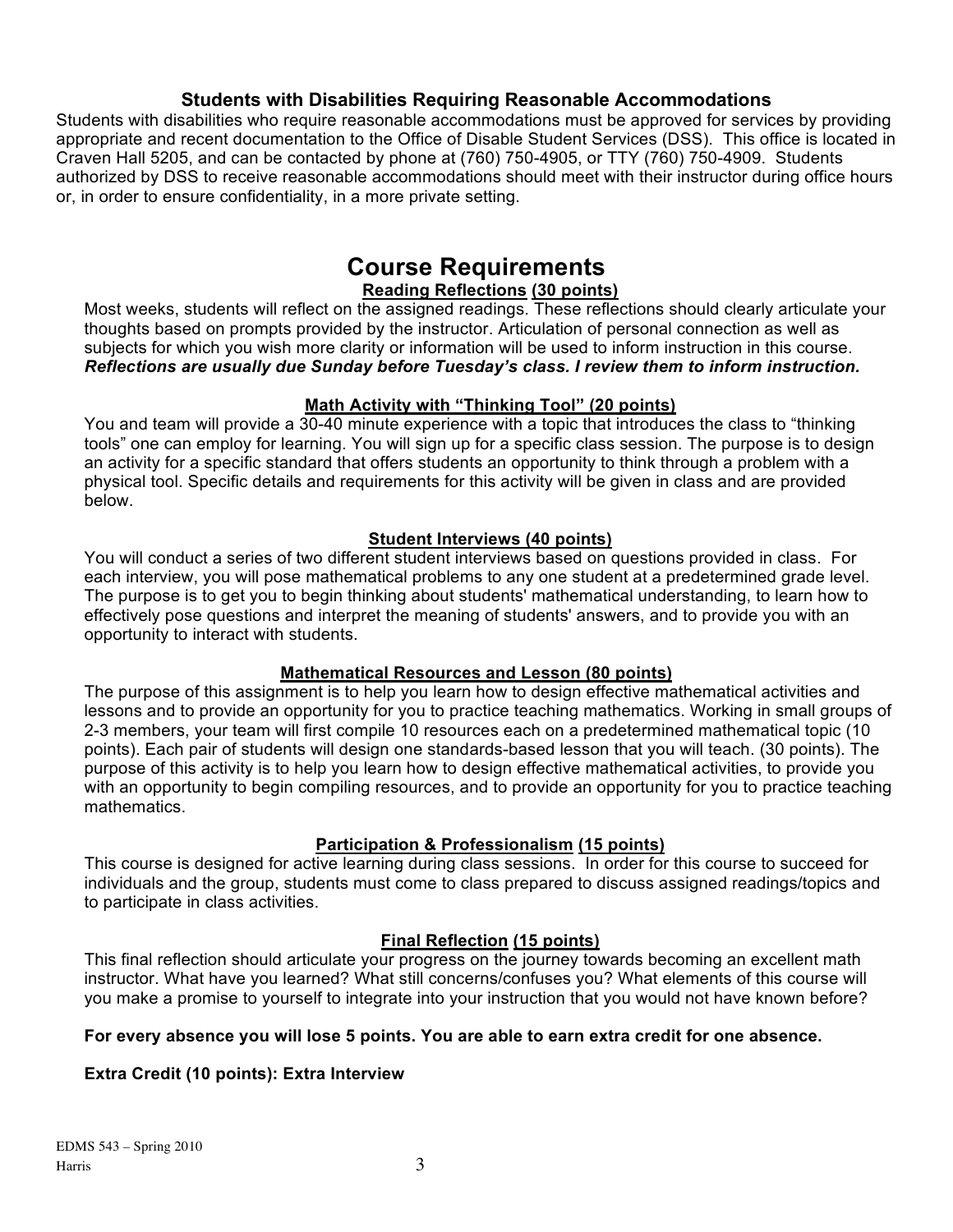### Students with Disabilities Requiring Reasonable Accommodations

Students with disabilities who require reasonable accommodations must be approved for services by providing appropriate and recent documentation to the Office of Disable Student Services (DSS). This office is located in Craven Hall 5205, and can be contacted by phone at (760) 750-4905, or TTY (760) 750-4909. Students authorized by DSS to receive reasonable accommodations should meet with their instructor during office hours or, in order to ensure confidentiality, in a more private setting.

# Course Requirements

### Reading Reflections (30 points)

Most weeks, students will reflect on the assigned readings. These reflections should clearly articulate your thoughts based on prompts provided by the instructor. Articulation of personal connection as well as subjects for which you wish more clarity or information will be used to inform instruction in this course. ***Reflections are usually due Sunday before Tuesday's class. I review them to inform instruction.***

### Math Activity with "Thinking Tool" (20 points)

You and team will provide a 30-40 minute experience with a topic that introduces the class to "thinking tools" one can employ for learning. You will sign up for a specific class session. The purpose is to design an activity for a specific standard that offers students an opportunity to think through a problem with a physical tool. Specific details and requirements for this activity will be given in class and are provided below.

### Student Interviews (40 points)

You will conduct a series of two different student interviews based on questions provided in class. For each interview, you will pose mathematical problems to any one student at a predetermined grade level. The purpose is to get you to begin thinking about students' mathematical understanding, to learn how to effectively pose questions and interpret the meaning of students' answers, and to provide you with an opportunity to interact with students.

### Mathematical Resources and Lesson (80 points)

The purpose of this assignment is to help you learn how to design effective mathematical activities and lessons and to provide an opportunity for you to practice teaching mathematics. Working in small groups of 2-3 members, your team will first compile 10 resources each on a predetermined mathematical topic (10 points). Each pair of students will design one standards-based lesson that you will teach. (30 points). The purpose of this activity is to help you learn how to design effective mathematical activities, to provide you with an opportunity to begin compiling resources, and to provide an opportunity for you to practice teaching mathematics.

### Participation & Professionalism (15 points)

This course is designed for active learning during class sessions. In order for this course to succeed for individuals and the group, students must come to class prepared to discuss assigned readings/topics and to participate in class activities.

### Final Reflection (15 points)

This final reflection should articulate your progress on the journey towards becoming an excellent math instructor. What have you learned? What still concerns/confuses you? What elements of this course will you make a promise to yourself to integrate into your instruction that you would not have known before?

**For every absence you will lose 5 points. You are able to earn extra credit for one absence.**

**Extra Credit (10 points): Extra Interview**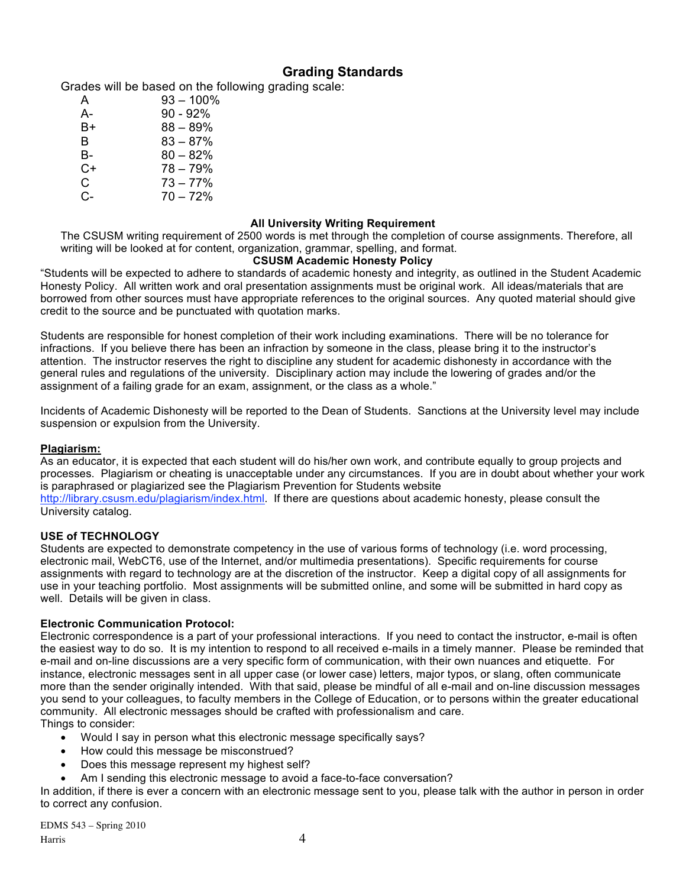## Grading Standards

Grades will be based on the following grading scale:

| | |
|---|---|
| A | 93 – 100% |
| A- | 90 - 92% |
| B+ | 88 – 89% |
| B | 83 – 87% |
| B- | 80 – 82% |
| C+ | 78 – 79% |
| C | 73 – 77% |
| C- | 70 – 72% |

### All University Writing Requirement

The CSUSM writing requirement of 2500 words is met through the completion of course assignments. Therefore, all writing will be looked at for content, organization, grammar, spelling, and format.

### CSUSM Academic Honesty Policy

"Students will be expected to adhere to standards of academic honesty and integrity, as outlined in the Student Academic Honesty Policy. All written work and oral presentation assignments must be original work. All ideas/materials that are borrowed from other sources must have appropriate references to the original sources. Any quoted material should give credit to the source and be punctuated with quotation marks.

Students are responsible for honest completion of their work including examinations. There will be no tolerance for infractions. If you believe there has been an infraction by someone in the class, please bring it to the instructor's attention. The instructor reserves the right to discipline any student for academic dishonesty in accordance with the general rules and regulations of the university. Disciplinary action may include the lowering of grades and/or the assignment of a failing grade for an exam, assignment, or the class as a whole."

Incidents of Academic Dishonesty will be reported to the Dean of Students. Sanctions at the University level may include suspension or expulsion from the University.

**Plagiarism:**

As an educator, it is expected that each student will do his/her own work, and contribute equally to group projects and processes. Plagiarism or cheating is unacceptable under any circumstances. If you are in doubt about whether your work is paraphrased or plagiarized see the Plagiarism Prevention for Students website http://library.csusm.edu/plagiarism/index.html. If there are questions about academic honesty, please consult the University catalog.

**USE of TECHNOLOGY**

Students are expected to demonstrate competency in the use of various forms of technology (i.e. word processing, electronic mail, WebCT6, use of the Internet, and/or multimedia presentations). Specific requirements for course assignments with regard to technology are at the discretion of the instructor. Keep a digital copy of all assignments for use in your teaching portfolio. Most assignments will be submitted online, and some will be submitted in hard copy as well. Details will be given in class.

**Electronic Communication Protocol:**

Electronic correspondence is a part of your professional interactions. If you need to contact the instructor, e-mail is often the easiest way to do so. It is my intention to respond to all received e-mails in a timely manner. Please be reminded that e-mail and on-line discussions are a very specific form of communication, with their own nuances and etiquette. For instance, electronic messages sent in all upper case (or lower case) letters, major typos, or slang, often communicate more than the sender originally intended. With that said, please be mindful of all e-mail and on-line discussion messages you send to your colleagues, to faculty members in the College of Education, or to persons within the greater educational community. All electronic messages should be crafted with professionalism and care.

Things to consider:

- Would I say in person what this electronic message specifically says?
- How could this message be misconstrued?
- Does this message represent my highest self?
- Am I sending this electronic message to avoid a face-to-face conversation?

In addition, if there is ever a concern with an electronic message sent to you, please talk with the author in person in order to correct any confusion.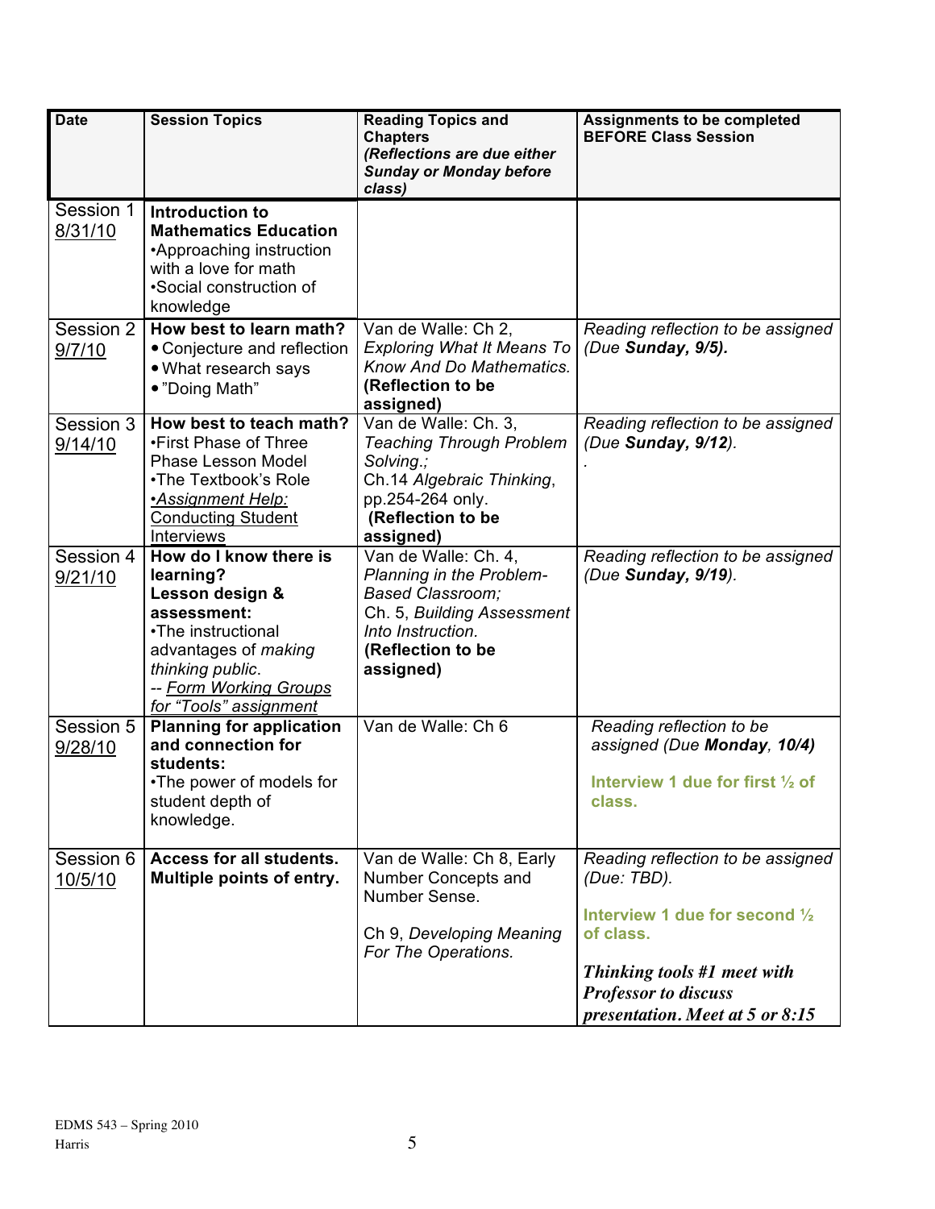| Date | Session Topics | Reading Topics and Chapters *(Reflections are due either Sunday or Monday before class)* | Assignments to be completed BEFORE Class Session |
|---|---|---|---|
| Session 1 8/31/10 | **Introduction to Mathematics Education** •Approaching instruction with a love for math •Social construction of knowledge | | |
| Session 2 9/7/10 | **How best to learn math?** • Conjecture and reflection • What research says • "Doing Math" | Van de Walle: Ch 2, *Exploring What It Means To Know And Do Mathematics.* **(Reflection to be assigned)** | *Reading reflection to be assigned (Due **Sunday, 9/5).*** |
| Session 3 9/14/10 | **How best to teach math?** •First Phase of Three Phase Lesson Model •The Textbook's Role *•Assignment Help:* Conducting Student Interviews | Van de Walle: Ch. 3, *Teaching Through Problem Solving.;* Ch.14 *Algebraic Thinking*, pp.254-264 only. **(Reflection to be assigned)** | *Reading reflection to be assigned (Due **Sunday, 9/12**).* . |
| Session 4 9/21/10 | **How do I know there is learning? Lesson design & assessment:** •The instructional advantages of *making thinking public*. -- *Form Working Groups for "Tools" assignment* | Van de Walle: Ch. 4, *Planning in the Problem-Based Classroom;* Ch. 5, *Building Assessment Into Instruction.* **(Reflection to be assigned)** | *Reading reflection to be assigned (Due **Sunday, 9/19**).* |
| Session 5 9/28/10 | **Planning for application and connection for students:** •The power of models for student depth of knowledge. | Van de Walle: Ch 6 | *Reading reflection to be assigned (Due **Monday**, **10/4)*** **Interview 1 due for first ½ of class.** |
| Session 6 10/5/10 | **Access for all students. Multiple points of entry.** | Van de Walle: Ch 8, Early Number Concepts and Number Sense. Ch 9, *Developing Meaning For The Operations.* | *Reading reflection to be assigned (Due: TBD).* **Interview 1 due for second ½ of class.** ***Thinking tools #1 meet with Professor to discuss presentation. Meet at 5 or 8:15*** |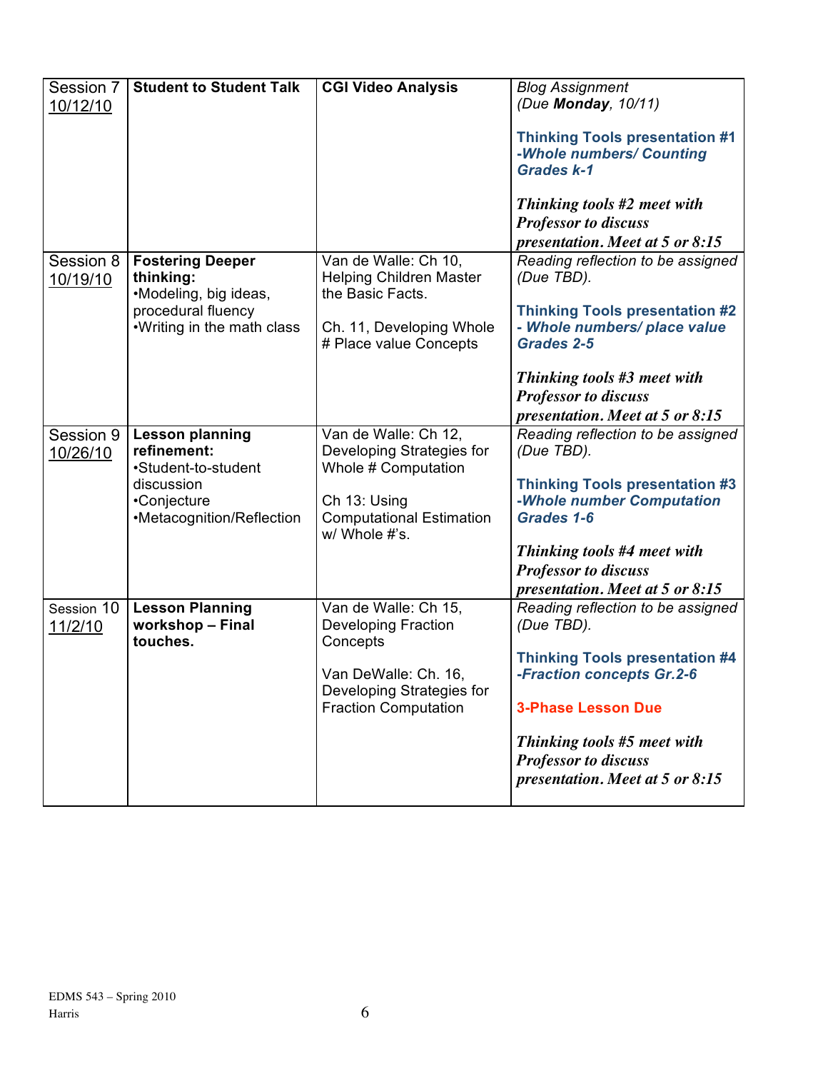| | | | |
|---|---|---|---|
| Session 7 10/12/10 | **Student to Student Talk** | **CGI Video Analysis** | *Blog Assignment (Due **Monday**, 10/11)*<br><br>***Thinking Tools presentation #1 -Whole numbers/ Counting Grades k-1***<br><br>***Thinking tools #2 meet with Professor to discuss presentation. Meet at 5 or 8:15*** |
| Session 8 10/19/10 | **Fostering Deeper thinking:**<br>•Modeling, big ideas, procedural fluency<br>•Writing in the math class | Van de Walle: Ch 10, Helping Children Master the Basic Facts.<br><br>Ch. 11, Developing Whole # Place value Concepts | *Reading reflection to be assigned (Due TBD).*<br><br>**Thinking Tools presentation #2** ***- Whole numbers/ place value Grades 2-5***<br><br>***Thinking tools #3 meet with Professor to discuss presentation. Meet at 5 or 8:15*** |
| Session 9 10/26/10 | **Lesson planning refinement:**<br>•Student-to-student discussion<br>•Conjecture<br>•Metacognition/Reflection | Van de Walle: Ch 12, Developing Strategies for Whole # Computation<br><br>Ch 13: Using Computational Estimation w/ Whole #'s. | *Reading reflection to be assigned (Due TBD).*<br><br>**Thinking Tools presentation #3** ***-Whole number Computation Grades 1-6***<br><br>***Thinking tools #4 meet with Professor to discuss presentation. Meet at 5 or 8:15*** |
| Session 10 11/2/10 | **Lesson Planning workshop – Final touches.** | Van de Walle: Ch 15, Developing Fraction Concepts<br><br>Van DeWalle: Ch. 16, Developing Strategies for Fraction Computation | *Reading reflection to be assigned (Due TBD).*<br><br>**Thinking Tools presentation #4** ***-Fraction concepts Gr.2-6***<br><br>**3-Phase Lesson Due**<br><br>***Thinking tools #5 meet with Professor to discuss presentation. Meet at 5 or 8:15*** |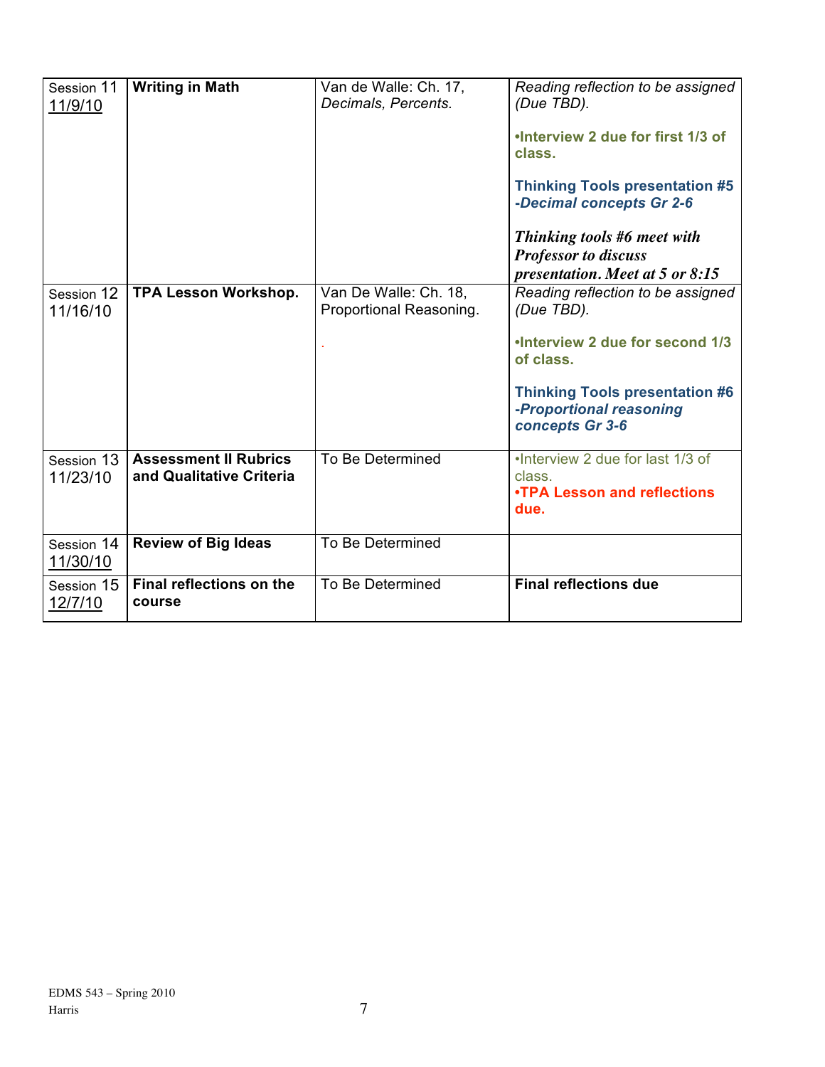| | | | |
|---|---|---|---|
| Session 11 11/9/10 | **Writing in Math** | Van de Walle: Ch. 17, *Decimals, Percents.* | *Reading reflection to be assigned (Due TBD).*<br><br>**•Interview 2 due for first 1/3 of class.**<br><br>**Thinking Tools presentation #5 *-Decimal concepts Gr 2-6***<br><br>***Thinking tools #6 meet with Professor to discuss presentation. Meet at 5 or 8:15*** |
| Session 12 11/16/10 | **TPA Lesson Workshop.** | Van De Walle: Ch. 18, Proportional Reasoning.<br><br>. | *Reading reflection to be assigned (Due TBD).*<br><br>**•Interview 2 due for second 1/3 of class.**<br><br>**Thinking Tools presentation #6 *-Proportional reasoning concepts Gr 3-6*** |
| Session 13 11/23/10 | **Assessment II Rubrics and Qualitative Criteria** | To Be Determined | •Interview 2 due for last 1/3 of class.<br>**•TPA Lesson and reflections due.** |
| Session 14 11/30/10 | **Review of Big Ideas** | To Be Determined | |
| Session 15 12/7/10 | **Final reflections on the course** | To Be Determined | **Final reflections due** |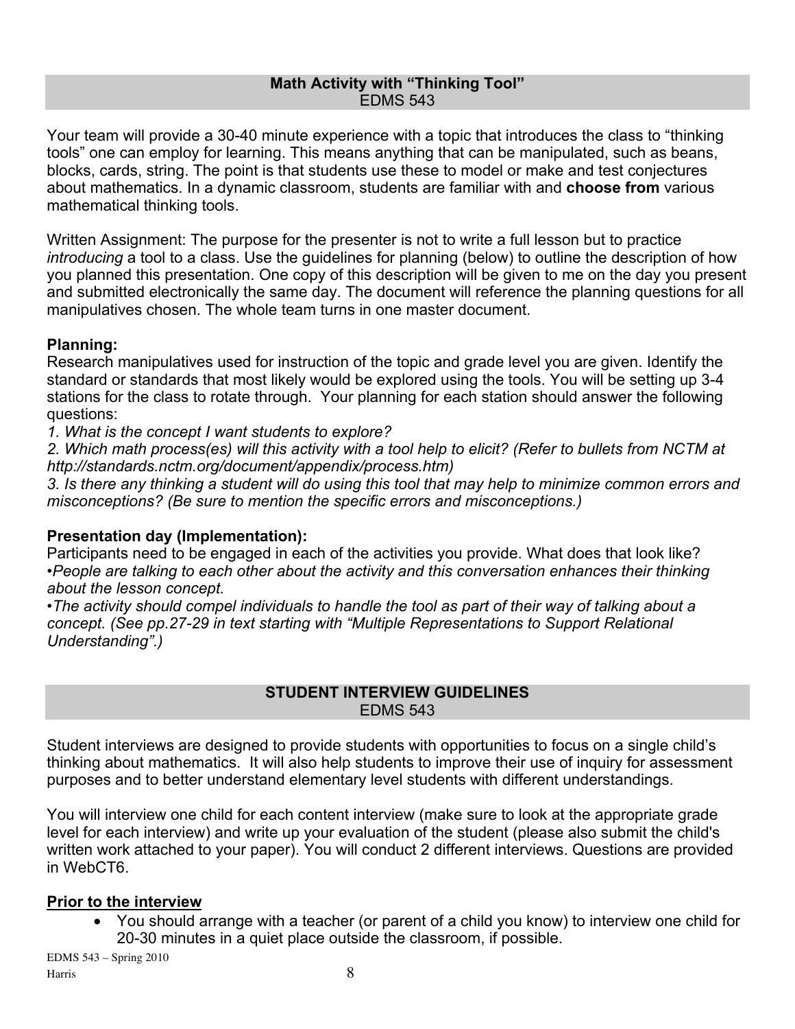## Math Activity with "Thinking Tool"
EDMS 543

Your team will provide a 30-40 minute experience with a topic that introduces the class to "thinking tools" one can employ for learning. This means anything that can be manipulated, such as beans, blocks, cards, string. The point is that students use these to model or make and test conjectures about mathematics. In a dynamic classroom, students are familiar with and **choose from** various mathematical thinking tools.

Written Assignment: The purpose for the presenter is not to write a full lesson but to practice *introducing* a tool to a class. Use the guidelines for planning (below) to outline the description of how you planned this presentation. One copy of this description will be given to me on the day you present and submitted electronically the same day. The document will reference the planning questions for all manipulatives chosen. The whole team turns in one master document.

**Planning:**
Research manipulatives used for instruction of the topic and grade level you are given. Identify the standard or standards that most likely would be explored using the tools. You will be setting up 3-4 stations for the class to rotate through. Your planning for each station should answer the following questions:
*1. What is the concept I want students to explore?*
*2. Which math process(es) will this activity with a tool help to elicit? (Refer to bullets from NCTM at http://standards.nctm.org/document/appendix/process.htm)*
*3. Is there any thinking a student will do using this tool that may help to minimize common errors and misconceptions? (Be sure to mention the specific errors and misconceptions.)*

**Presentation day (Implementation):**
Participants need to be engaged in each of the activities you provide. What does that look like?
•*People are talking to each other about the activity and this conversation enhances their thinking about the lesson concept.*
•*The activity should compel individuals to handle the tool as part of their way of talking about a concept. (See pp.27-29 in text starting with "Multiple Representations to Support Relational Understanding".)*

## STUDENT INTERVIEW GUIDELINES
EDMS 543

Student interviews are designed to provide students with opportunities to focus on a single child's thinking about mathematics. It will also help students to improve their use of inquiry for assessment purposes and to better understand elementary level students with different understandings.

You will interview one child for each content interview (make sure to look at the appropriate grade level for each interview) and write up your evaluation of the student (please also submit the child's written work attached to your paper). You will conduct 2 different interviews. Questions are provided in WebCT6.

**Prior to the interview**

- You should arrange with a teacher (or parent of a child you know) to interview one child for 20-30 minutes in a quiet place outside the classroom, if possible.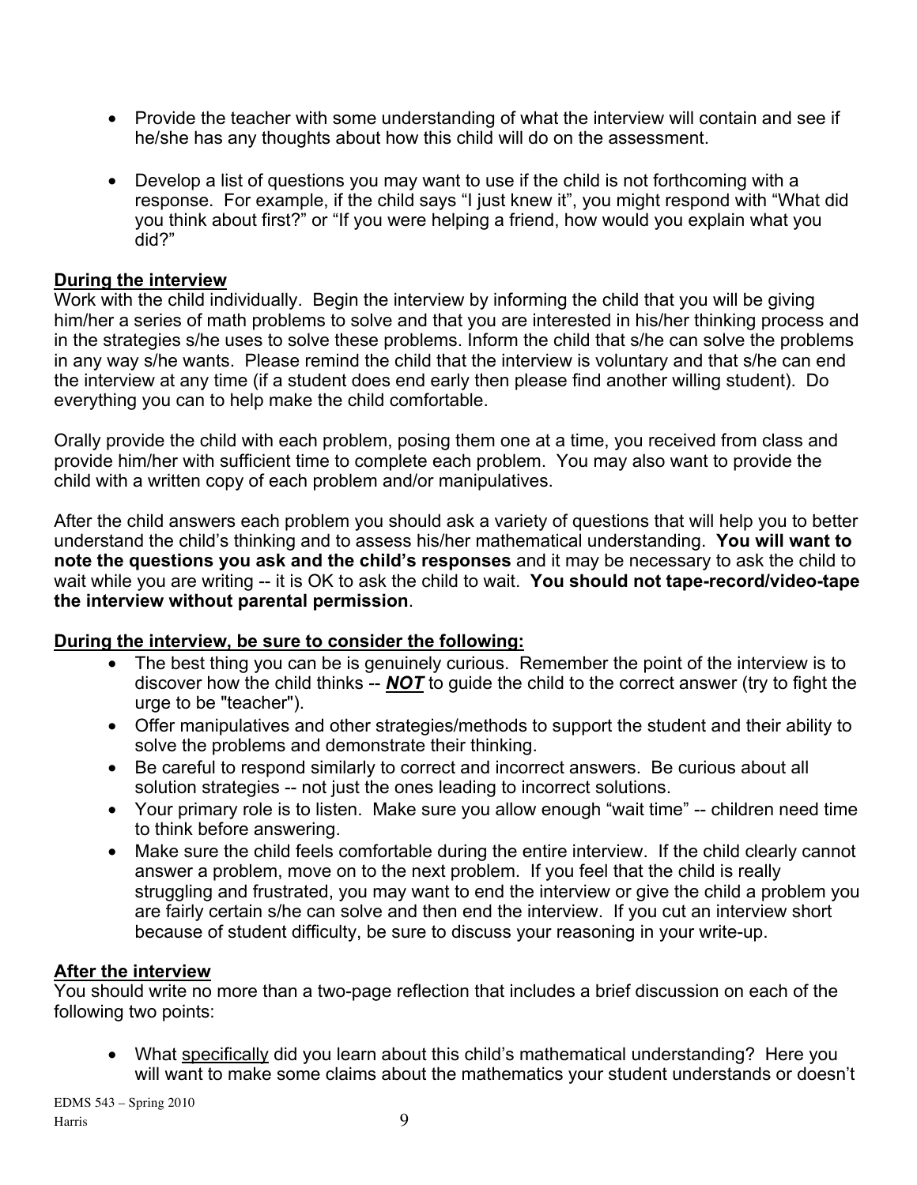- Provide the teacher with some understanding of what the interview will contain and see if he/she has any thoughts about how this child will do on the assessment.

- Develop a list of questions you may want to use if the child is not forthcoming with a response. For example, if the child says "I just knew it", you might respond with "What did you think about first?" or "If you were helping a friend, how would you explain what you did?"

**<u>During the interview</u>**

Work with the child individually. Begin the interview by informing the child that you will be giving him/her a series of math problems to solve and that you are interested in his/her thinking process and in the strategies s/he uses to solve these problems. Inform the child that s/he can solve the problems in any way s/he wants. Please remind the child that the interview is voluntary and that s/he can end the interview at any time (if a student does end early then please find another willing student). Do everything you can to help make the child comfortable.

Orally provide the child with each problem, posing them one at a time, you received from class and provide him/her with sufficient time to complete each problem. You may also want to provide the child with a written copy of each problem and/or manipulatives.

After the child answers each problem you should ask a variety of questions that will help you to better understand the child's thinking and to assess his/her mathematical understanding. **You will want to note the questions you ask and the child's responses** and it may be necessary to ask the child to wait while you are writing -- it is OK to ask the child to wait. **You should not tape-record/video-tape the interview without parental permission**.

**<u>During the interview, be sure to consider the following:</u>**

- The best thing you can be is genuinely curious. Remember the point of the interview is to discover how the child thinks -- ***<u>NOT</u>*** to guide the child to the correct answer (try to fight the urge to be "teacher").
- Offer manipulatives and other strategies/methods to support the student and their ability to solve the problems and demonstrate their thinking.
- Be careful to respond similarly to correct and incorrect answers. Be curious about all solution strategies -- not just the ones leading to incorrect solutions.
- Your primary role is to listen. Make sure you allow enough "wait time" -- children need time to think before answering.
- Make sure the child feels comfortable during the entire interview. If the child clearly cannot answer a problem, move on to the next problem. If you feel that the child is really struggling and frustrated, you may want to end the interview or give the child a problem you are fairly certain s/he can solve and then end the interview. If you cut an interview short because of student difficulty, be sure to discuss your reasoning in your write-up.

**<u>After the interview</u>**

You should write no more than a two-page reflection that includes a brief discussion on each of the following two points:

- What <u>specifically</u> did you learn about this child's mathematical understanding? Here you will want to make some claims about the mathematics your student understands or doesn't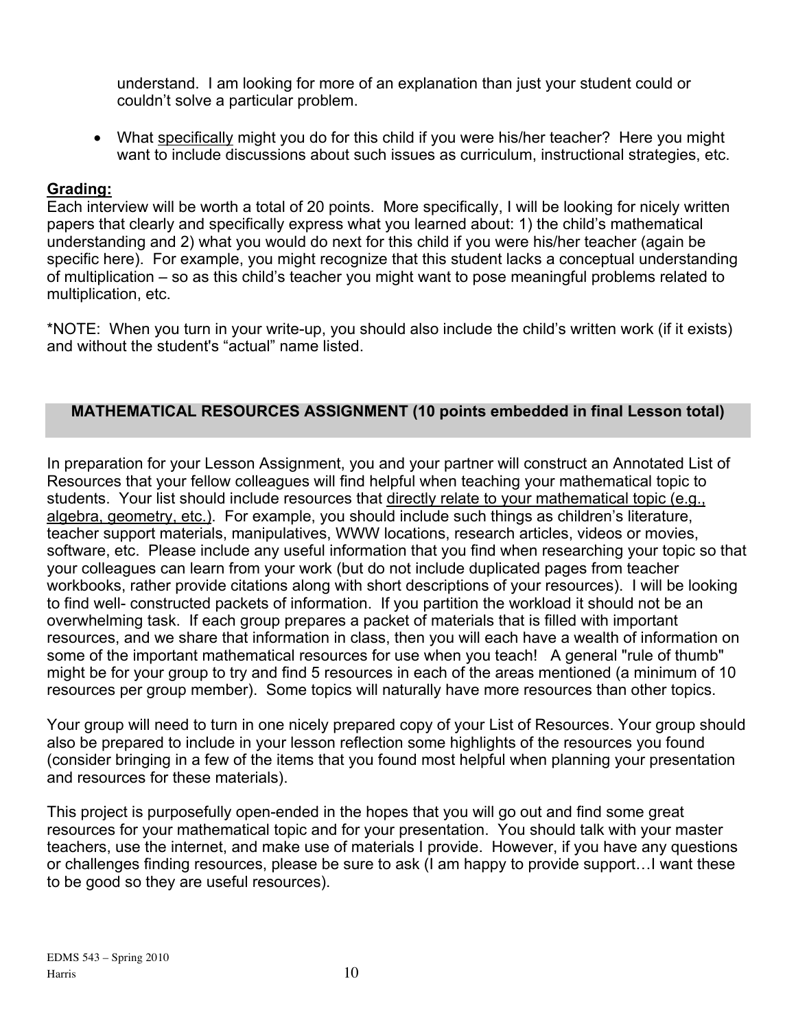understand. I am looking for more of an explanation than just your student could or couldn't solve a particular problem.

- What <u>specifically</u> might you do for this child if you were his/her teacher? Here you might want to include discussions about such issues as curriculum, instructional strategies, etc.

**<u>Grading:</u>**
Each interview will be worth a total of 20 points. More specifically, I will be looking for nicely written papers that clearly and specifically express what you learned about: 1) the child's mathematical understanding and 2) what you would do next for this child if you were his/her teacher (again be specific here). For example, you might recognize that this student lacks a conceptual understanding of multiplication – so as this child's teacher you might want to pose meaningful problems related to multiplication, etc.

*NOTE: When you turn in your write-up, you should also include the child's written work (if it exists) and without the student's "actual" name listed.

## MATHEMATICAL RESOURCES ASSIGNMENT (10 points embedded in final Lesson total)

In preparation for your Lesson Assignment, you and your partner will construct an Annotated List of Resources that your fellow colleagues will find helpful when teaching your mathematical topic to students. Your list should include resources that <u>directly relate to your mathematical topic (e.g., algebra, geometry, etc.)</u>. For example, you should include such things as children's literature, teacher support materials, manipulatives, WWW locations, research articles, videos or movies, software, etc. Please include any useful information that you find when researching your topic so that your colleagues can learn from your work (but do not include duplicated pages from teacher workbooks, rather provide citations along with short descriptions of your resources). I will be looking to find well- constructed packets of information. If you partition the workload it should not be an overwhelming task. If each group prepares a packet of materials that is filled with important resources, and we share that information in class, then you will each have a wealth of information on some of the important mathematical resources for use when you teach! A general "rule of thumb" might be for your group to try and find 5 resources in each of the areas mentioned (a minimum of 10 resources per group member). Some topics will naturally have more resources than other topics.

Your group will need to turn in one nicely prepared copy of your List of Resources. Your group should also be prepared to include in your lesson reflection some highlights of the resources you found (consider bringing in a few of the items that you found most helpful when planning your presentation and resources for these materials).

This project is purposefully open-ended in the hopes that you will go out and find some great resources for your mathematical topic and for your presentation. You should talk with your master teachers, use the internet, and make use of materials I provide. However, if you have any questions or challenges finding resources, please be sure to ask (I am happy to provide support…I want these to be good so they are useful resources).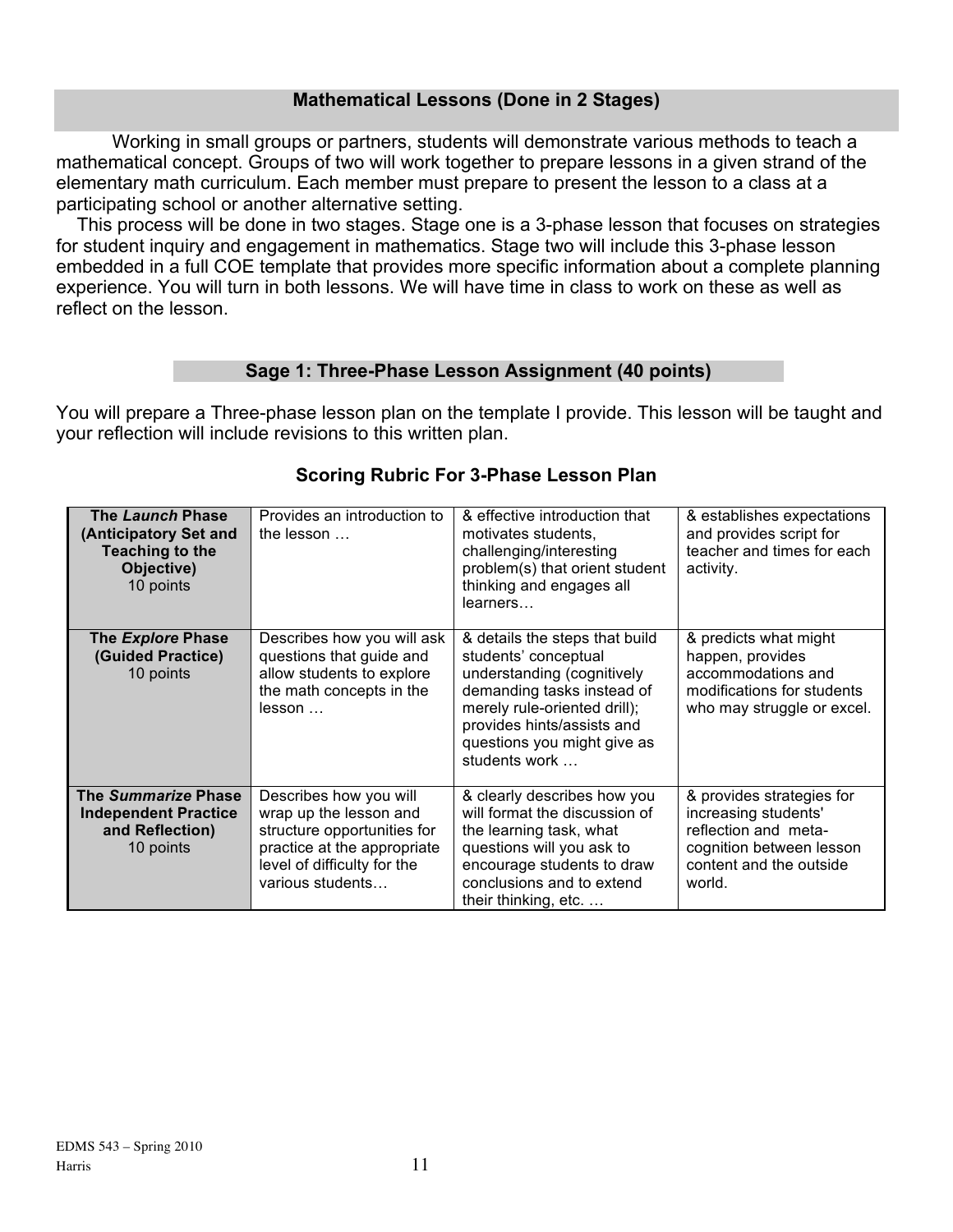## Mathematical Lessons (Done in 2 Stages)

Working in small groups or partners, students will demonstrate various methods to teach a mathematical concept. Groups of two will work together to prepare lessons in a given strand of the elementary math curriculum. Each member must prepare to present the lesson to a class at a participating school or another alternative setting.

This process will be done in two stages. Stage one is a 3-phase lesson that focuses on strategies for student inquiry and engagement in mathematics. Stage two will include this 3-phase lesson embedded in a full COE template that provides more specific information about a complete planning experience. You will turn in both lessons. We will have time in class to work on these as well as reflect on the lesson.

### Sage 1: Three-Phase Lesson Assignment (40 points)

You will prepare a Three-phase lesson plan on the template I provide. This lesson will be taught and your reflection will include revisions to this written plan.

### Scoring Rubric For 3-Phase Lesson Plan

| | | | |
|---|---|---|---|
| **The *Launch* Phase (Anticipatory Set and Teaching to the Objective)** 10 points | Provides an introduction to the lesson … | & effective introduction that motivates students, challenging/interesting problem(s) that orient student thinking and engages all learners… | & establishes expectations and provides script for teacher and times for each activity. |
| **The *Explore* Phase (Guided Practice)** 10 points | Describes how you will ask questions that guide and allow students to explore the math concepts in the lesson … | & details the steps that build students' conceptual understanding (cognitively demanding tasks instead of merely rule-oriented drill); provides hints/assists and questions you might give as students work … | & predicts what might happen, provides accommodations and modifications for students who may struggle or excel. |
| **The *Summarize* Phase Independent Practice and Reflection)** 10 points | Describes how you will wrap up the lesson and structure opportunities for practice at the appropriate level of difficulty for the various students… | & clearly describes how you will format the discussion of the learning task, what questions will you ask to encourage students to draw conclusions and to extend their thinking, etc. … | & provides strategies for increasing students' reflection and meta-cognition between lesson content and the outside world. |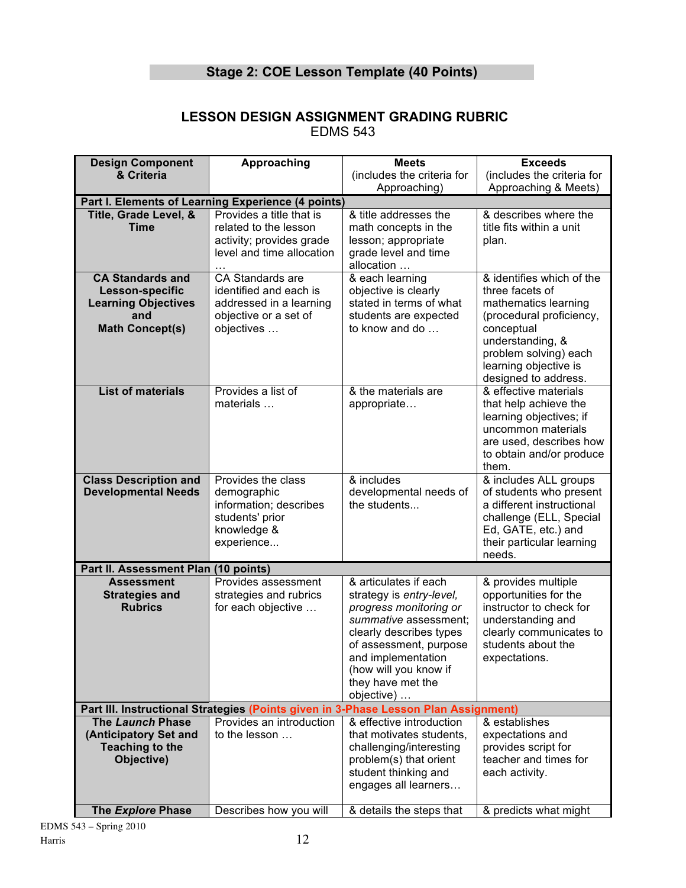## Stage 2: COE Lesson Template (40 Points)

### LESSON DESIGN ASSIGNMENT GRADING RUBRIC

EDMS 543

| Design Component & Criteria | Approaching | Meets (includes the criteria for Approaching) | Exceeds (includes the criteria for Approaching & Meets) |
|---|---|---|---|
| **Part I. Elements of Learning Experience (4 points)** | | | |
| **Title, Grade Level, & Time** | Provides a title that is related to the lesson activity; provides grade level and time allocation … | & title addresses the math concepts in the lesson; appropriate grade level and time allocation … | & describes where the title fits within a unit plan. |
| **CA Standards and Lesson-specific Learning Objectives and Math Concept(s)** | CA Standards are identified and each is addressed in a learning objective or a set of objectives … | & each learning objective is clearly stated in terms of what students are expected to know and do … | & identifies which of the three facets of mathematics learning (procedural proficiency, conceptual understanding, & problem solving) each learning objective is designed to address. |
| **List of materials** | Provides a list of materials … | & the materials are appropriate… | & effective materials that help achieve the learning objectives; if uncommon materials are used, describes how to obtain and/or produce them. |
| **Class Description and Developmental Needs** | Provides the class demographic information; describes students' prior knowledge & experience... | & includes developmental needs of the students... | & includes ALL groups of students who present a different instructional challenge (ELL, Special Ed, GATE, etc.) and their particular learning needs. |
| **Part II. Assessment Plan (10 points)** | | | |
| **Assessment Strategies and Rubrics** | Provides assessment strategies and rubrics for each objective … | & articulates if each strategy is *entry-level, progress monitoring or summative* assessment; clearly describes types of assessment, purpose and implementation (how will you know if they have met the objective) … | & provides multiple opportunities for the instructor to check for understanding and clearly communicates to students about the expectations. |
| **Part III. Instructional Strategies (Points given in 3-Phase Lesson Plan Assignment)** | | | |
| **The *Launch* Phase (Anticipatory Set and Teaching to the Objective)** | Provides an introduction to the lesson … | & effective introduction that motivates students, challenging/interesting problem(s) that orient student thinking and engages all learners… | & establishes expectations and provides script for teacher and times for each activity. |
| **The *Explore* Phase** | Describes how you will | & details the steps that | & predicts what might |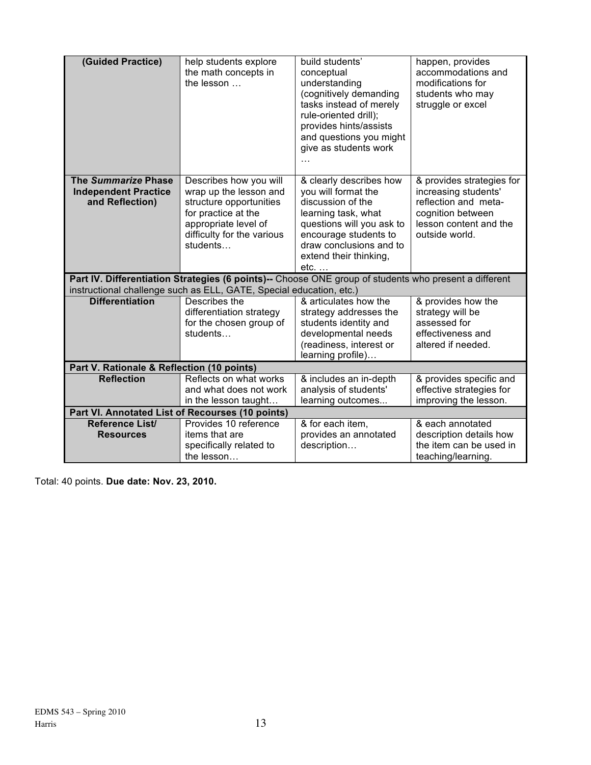| | | | |
|---|---|---|---|
| **(Guided Practice)** | help students explore the math concepts in the lesson … | build students' conceptual understanding (cognitively demanding tasks instead of merely rule-oriented drill); provides hints/assists and questions you might give as students work … | happen, provides accommodations and modifications for students who may struggle or excel |
| **The *Summarize* Phase Independent Practice and Reflection)** | Describes how you will wrap up the lesson and structure opportunities for practice at the appropriate level of difficulty for the various students… | & clearly describes how you will format the discussion of the learning task, what questions will you ask to encourage students to draw conclusions and to extend their thinking, etc. … | & provides strategies for increasing students' reflection and meta-cognition between lesson content and the outside world. |
| **Part IV. Differentiation Strategies (6 points)--** Choose ONE group of students who present a different instructional challenge such as ELL, GATE, Special education, etc.) | | | |
| **Differentiation** | Describes the differentiation strategy for the chosen group of students… | & articulates how the strategy addresses the students identity and developmental needs (readiness, interest or learning profile)… | & provides how the strategy will be assessed for effectiveness and altered if needed. |
| **Part V. Rationale & Reflection (10 points)** | | | |
| **Reflection** | Reflects on what works and what does not work in the lesson taught… | & includes an in-depth analysis of students' learning outcomes... | & provides specific and effective strategies for improving the lesson. |
| **Part VI. Annotated List of Recourses (10 points)** | | | |
| **Reference List/ Resources** | Provides 10 reference items that are specifically related to the lesson… | & for each item, provides an annotated description… | & each annotated description details how the item can be used in teaching/learning. |

Total: 40 points. **Due date: Nov. 23, 2010.**